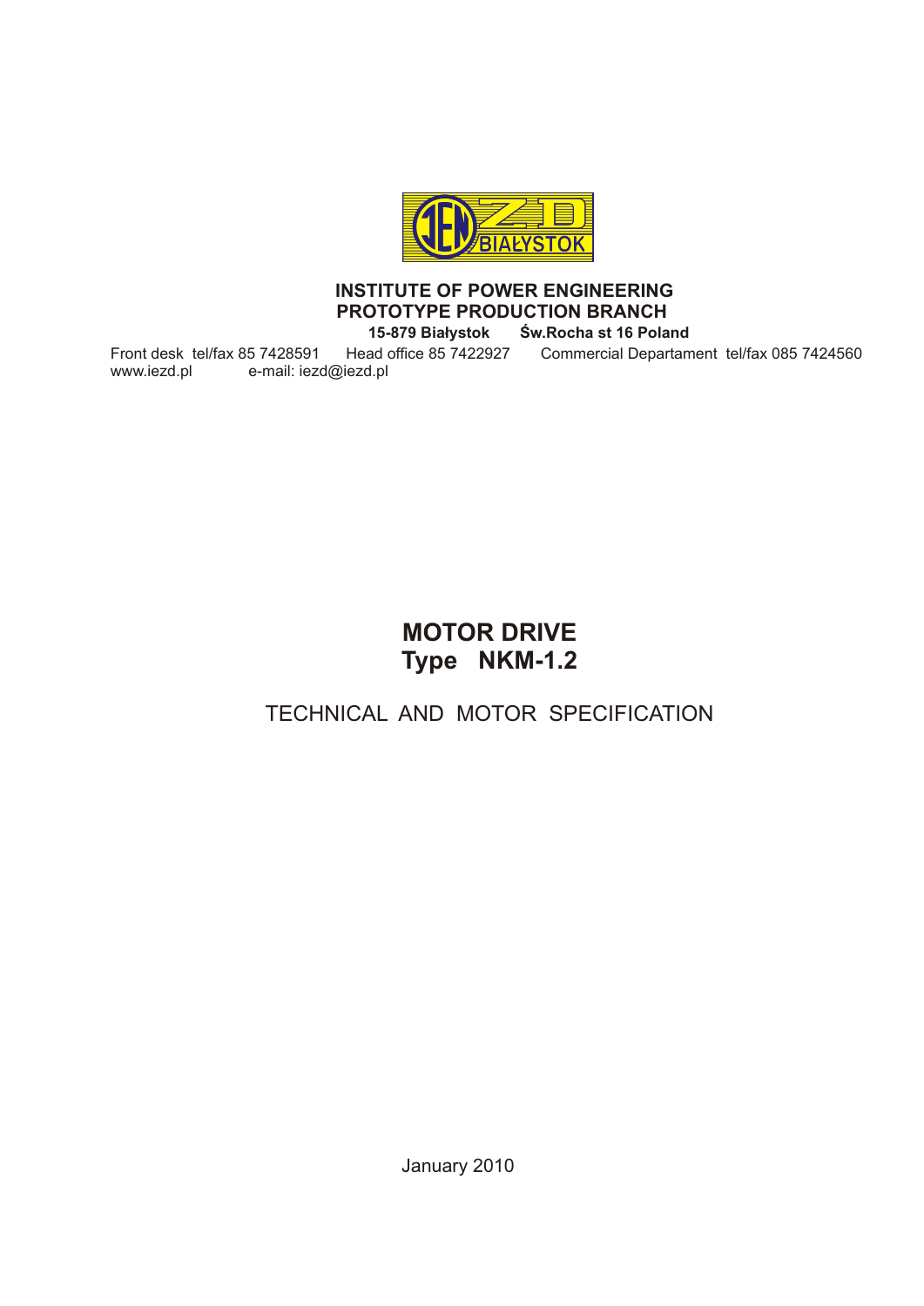**INSTITUTE OF POWER ENGINEERING**
**PROTOTYPE PRODUCTION BRANCH**
**15-879 Białystok Św.Rocha st 16 Poland**

Front desk tel/fax 85 7428591 Head office 85 7422927 Commercial Departament tel/fax 085 7424560
www.iezd.pl e-mail: iezd@iezd.pl

# MOTOR DRIVE
# Type NKM-1.2

## TECHNICAL AND MOTOR SPECIFICATION

January 2010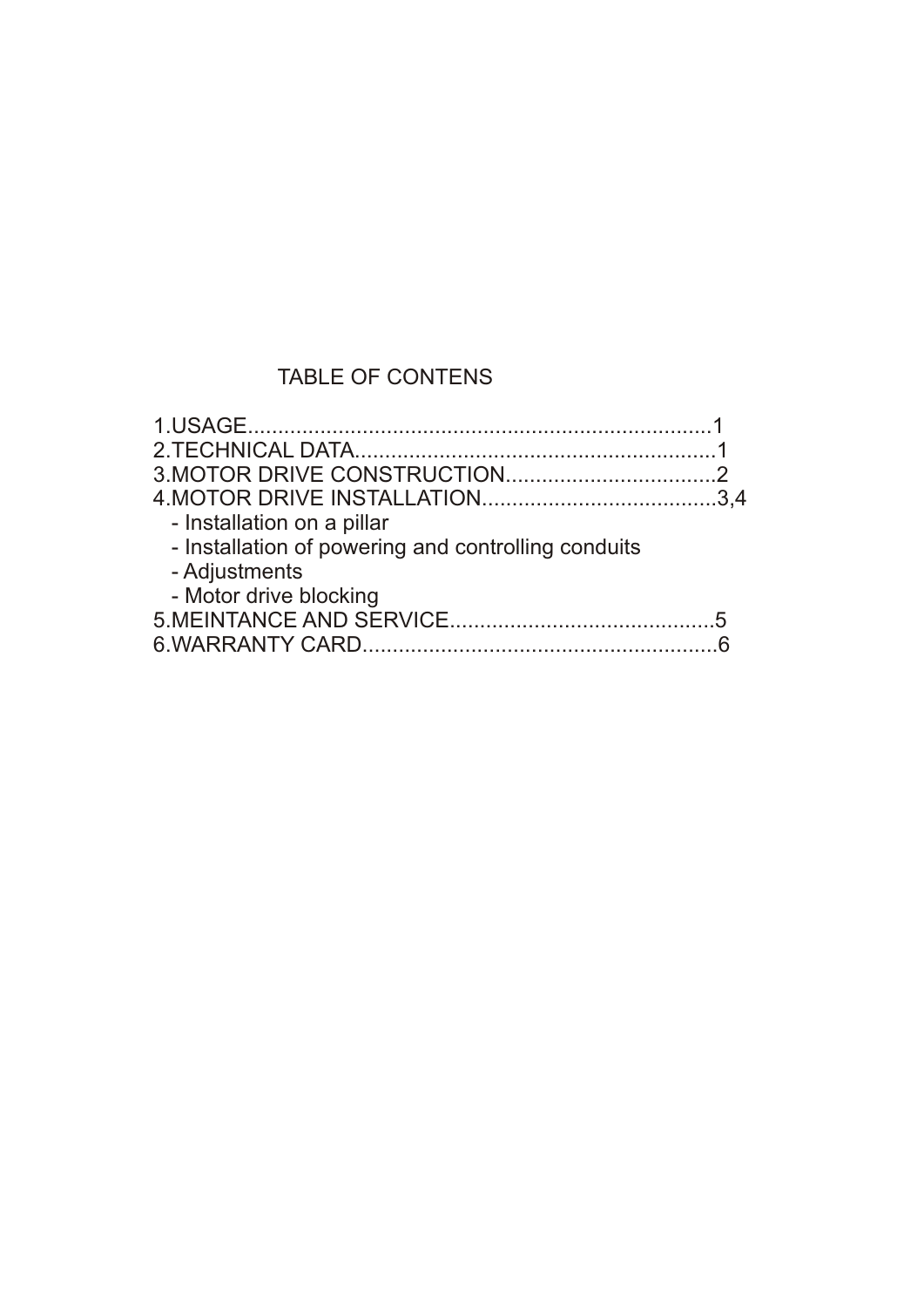# TABLE OF CONTENS

1.USAGE............................................................................1
2.TECHNICAL DATA...........................................................1
3.MOTOR DRIVE CONSTRUCTION...................................2
4.MOTOR DRIVE INSTALLATION.......................................3,4
- Installation on a pillar
- Installation of powering and controlling conduits
- Adjustments
- Motor drive blocking

5.MEINTANCE AND SERVICE............................................5
6.WARRANTY CARD...........................................................6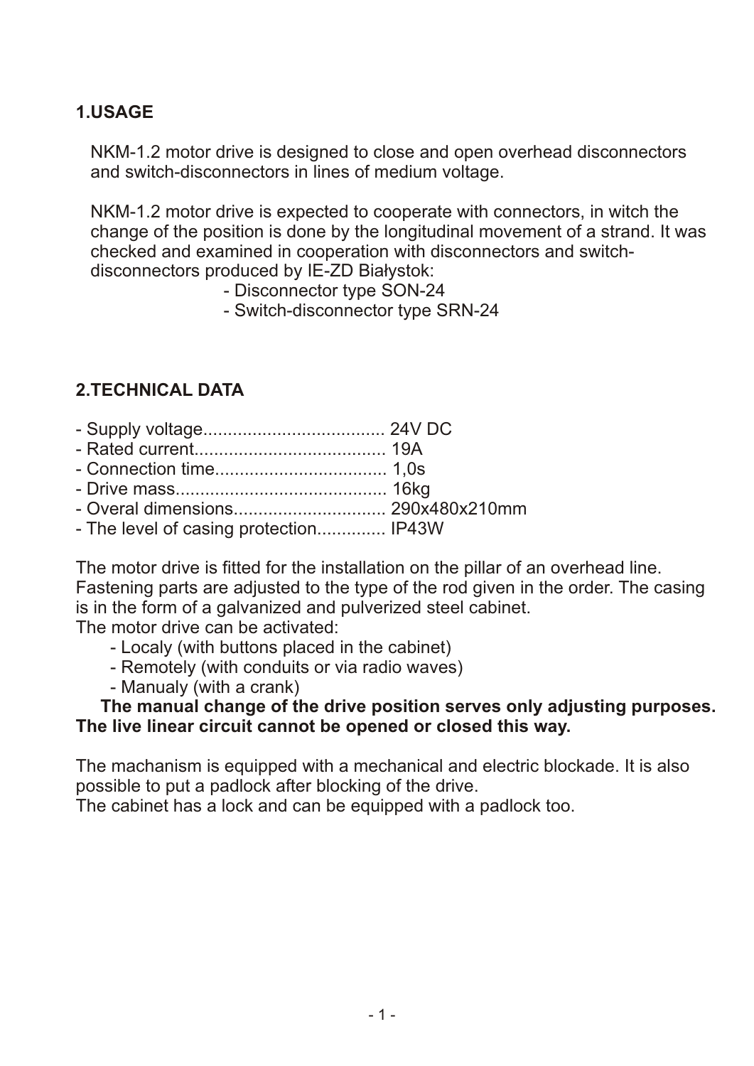## 1.USAGE

NKM-1.2 motor drive is designed to close and open overhead disconnectors and switch-disconnectors in lines of medium voltage.

NKM-1.2 motor drive is expected to cooperate with connectors, in witch the change of the position is done by the longitudinal movement of a strand. It was checked and examined in cooperation with disconnectors and switch-disconnectors produced by IE-ZD Białystok:

- Disconnector type SON-24
- Switch-disconnector type SRN-24

## 2.TECHNICAL DATA

- Supply voltage..................................... 24V DC
- Rated current....................................... 19A
- Connection time................................... 1,0s
- Drive mass........................................... 16kg
- Overal dimensions............................... 290x480x210mm
- The level of casing protection.............. IP43W

The motor drive is fitted for the installation on the pillar of an overhead line. Fastening parts are adjusted to the type of the rod given in the order. The casing is in the form of a galvanized and pulverized steel cabinet.
The motor drive can be activated:

- Localy (with buttons placed in the cabinet)
- Remotely (with conduits or via radio waves)
- Manualy (with a crank)

**The manual change of the drive position serves only adjusting purposes. The live linear circuit cannot be opened or closed this way.**

The machanism is equipped with a mechanical and electric blockade. It is also possible to put a padlock after blocking of the drive.
The cabinet has a lock and can be equipped with a padlock too.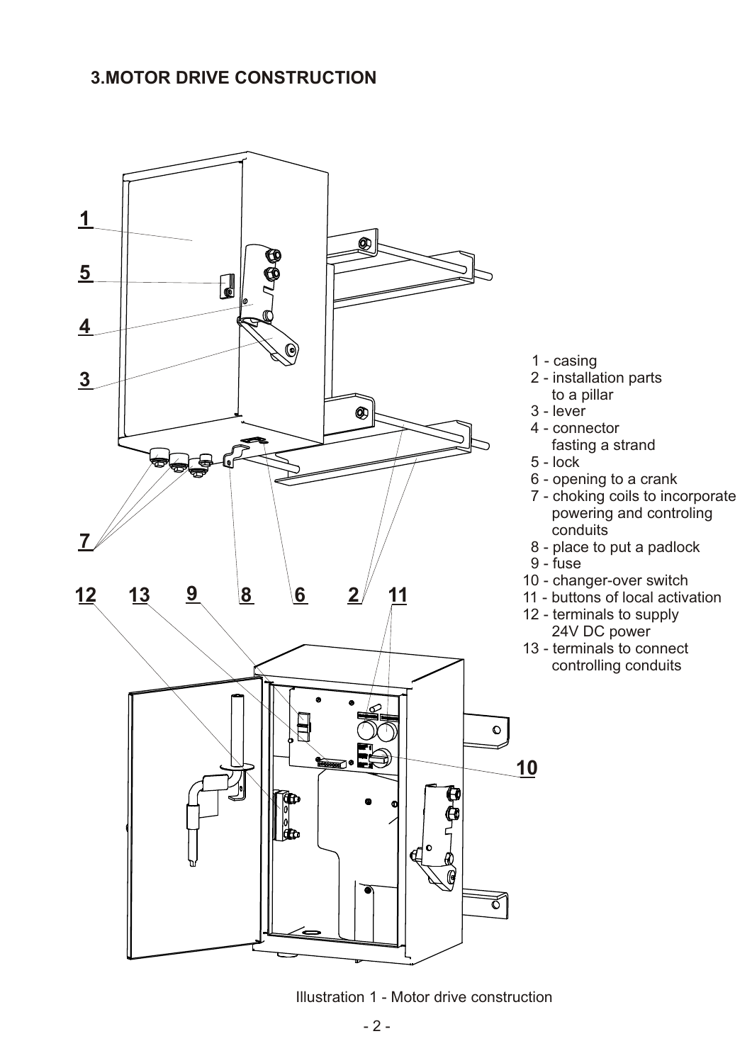## 3.MOTOR DRIVE CONSTRUCTION

1 - casing
2 - installation parts to a pillar
3 - lever
4 - connector fasting a strand
5 - lock
6 - opening to a crank
7 - choking coils to incorporate powering and controling conduits
8 - place to put a padlock
9 - fuse
10 - changer-over switch
11 - buttons of local activation
12 - terminals to supply 24V DC power
13 - terminals to connect controlling conduits

Illustration 1 - Motor drive construction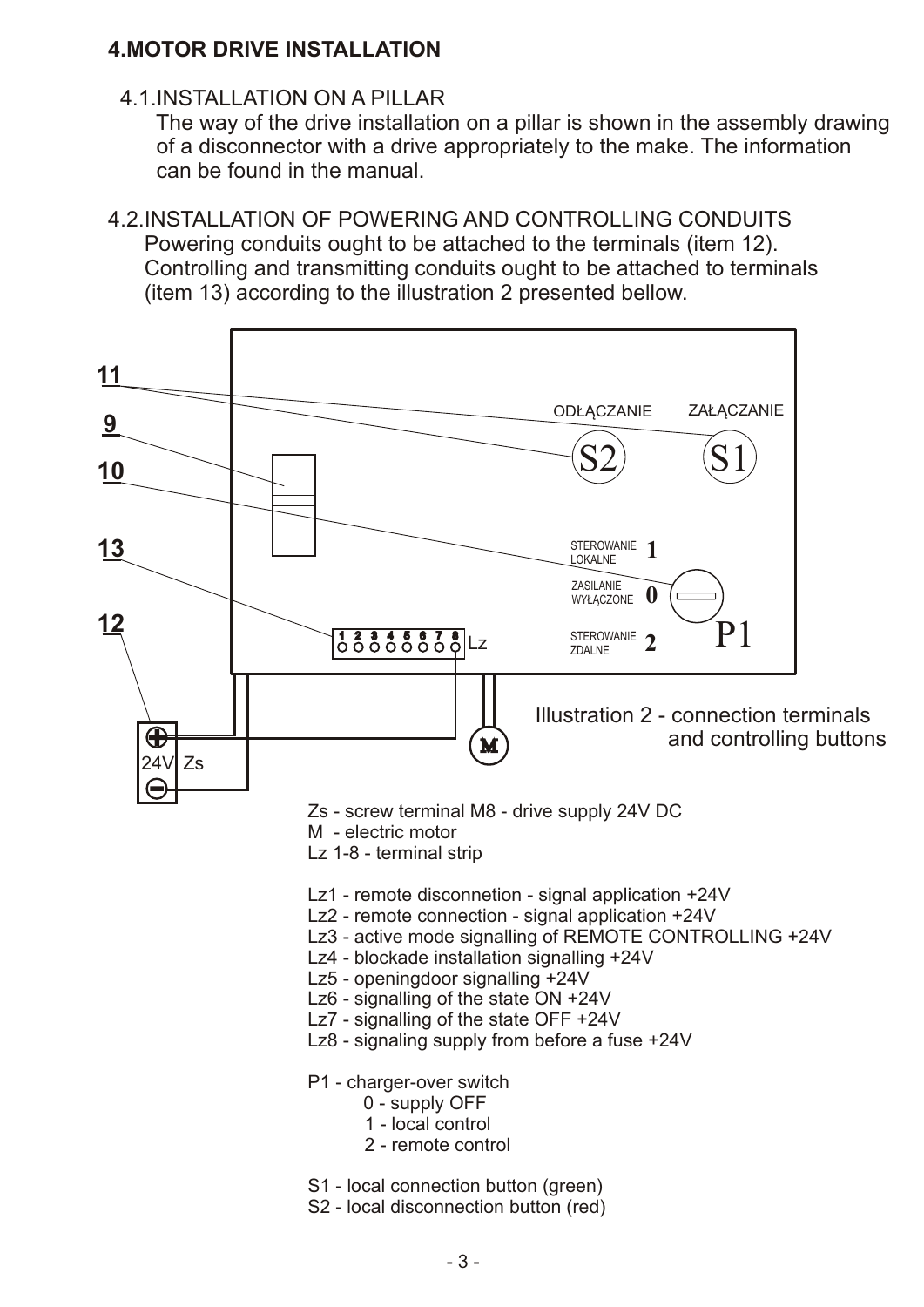## 4.MOTOR DRIVE INSTALLATION

### 4.1.INSTALLATION ON A PILLAR

The way of the drive installation on a pillar is shown in the assembly drawing of a disconnector with a drive appropriately to the make. The information can be found in the manual.

### 4.2.INSTALLATION OF POWERING AND CONTROLLING CONDUITS

Powering conduits ought to be attached to the terminals (item 12). Controlling and transmitting conduits ought to be attached to terminals (item 13) according to the illustration 2 presented bellow.

11
9
10
13
12

ODŁĄCZANIE S2
ZAŁĄCZANIE S1

STEROWANIE LOKALNE 1
ZASILANIE WYŁĄCZONE 0
STEROWANIE ZDALNE 2
P1

1 2 3 4 5 6 7 8 Lz

24V Zs

M

Illustration 2 - connection terminals and controlling buttons

Zs - screw terminal M8 - drive supply 24V DC
M - electric motor
Lz 1-8 - terminal strip

Lz1 - remote disconnetion - signal application +24V
Lz2 - remote connection - signal application +24V
Lz3 - active mode signalling of REMOTE CONTROLLING +24V
Lz4 - blockade installation signalling +24V
Lz5 - openingdoor signalling +24V
Lz6 - signalling of the state ON +24V
Lz7 - signalling of the state OFF +24V
Lz8 - signaling supply from before a fuse +24V

P1 - charger-over switch
- 0 - supply OFF
- 1 - local control
- 2 - remote control

S1 - local connection button (green)
S2 - local disconnection button (red)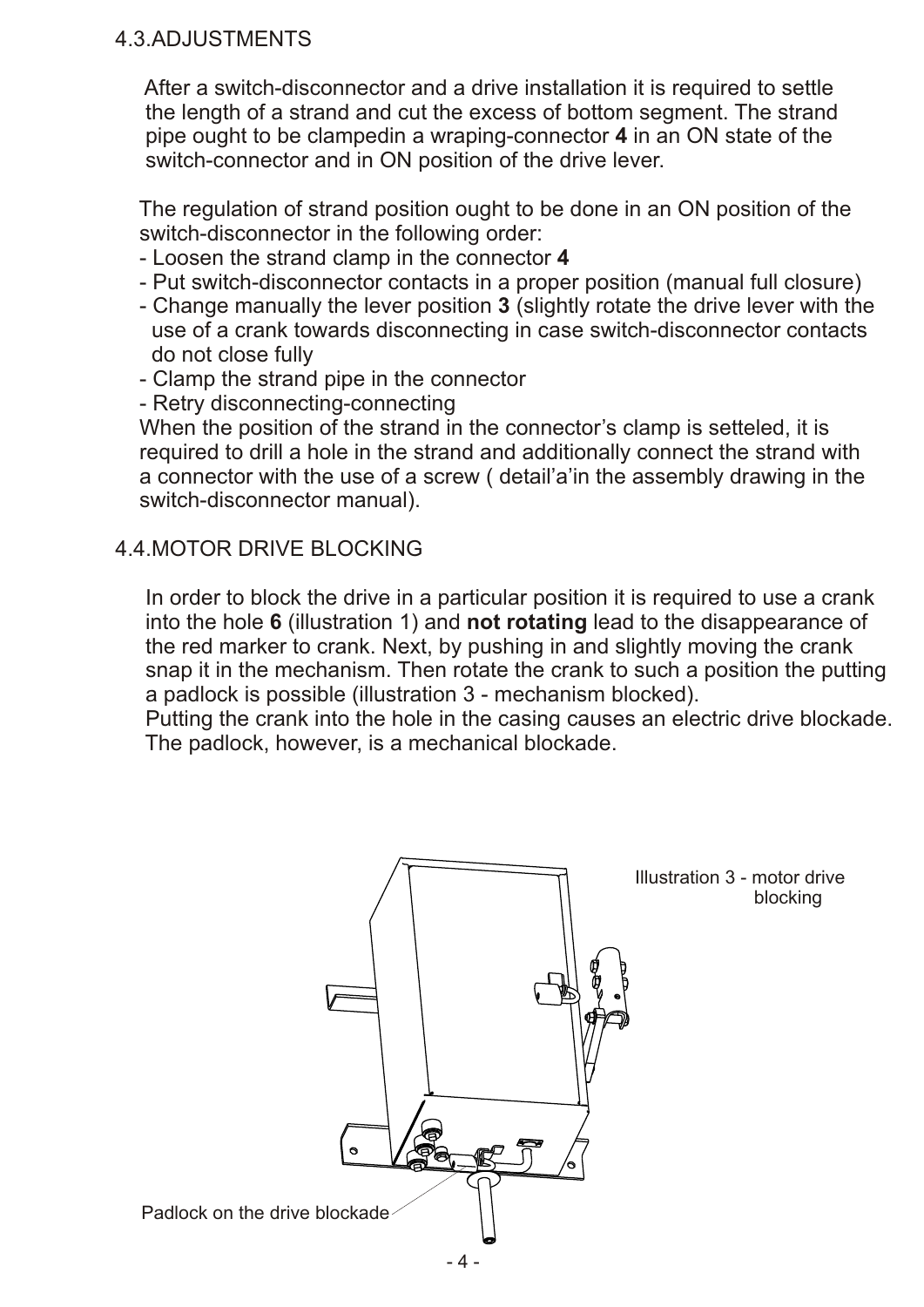## 4.3.ADJUSTMENTS

After a switch-disconnector and a drive installation it is required to settle the length of a strand and cut the excess of bottom segment. The strand pipe ought to be clampedin a wraping-connector **4** in an ON state of the switch-connector and in ON position of the drive lever.

The regulation of strand position ought to be done in an ON position of the switch-disconnector in the following order:

- Loosen the strand clamp in the connector **4**
- Put switch-disconnector contacts in a proper position (manual full closure)
- Change manually the lever position **3** (slightly rotate the drive lever with the use of a crank towards disconnecting in case switch-disconnector contacts do not close fully
- Clamp the strand pipe in the connector
- Retry disconnecting-connecting

When the position of the strand in the connector's clamp is setteled, it is required to drill a hole in the strand and additionally connect the strand with a connector with the use of a screw ( detail'a'in the assembly drawing in the switch-disconnector manual).

## 4.4.MOTOR DRIVE BLOCKING

In order to block the drive in a particular position it is required to use a crank into the hole **6** (illustration 1) and **not rotating** lead to the disappearance of the red marker to crank. Next, by pushing in and slightly moving the crank snap it in the mechanism. Then rotate the crank to such a position the putting a padlock is possible (illustration 3 - mechanism blocked).
Putting the crank into the hole in the casing causes an electric drive blockade. The padlock, however, is a mechanical blockade.

Illustration 3 - motor drive blocking

Padlock on the drive blockade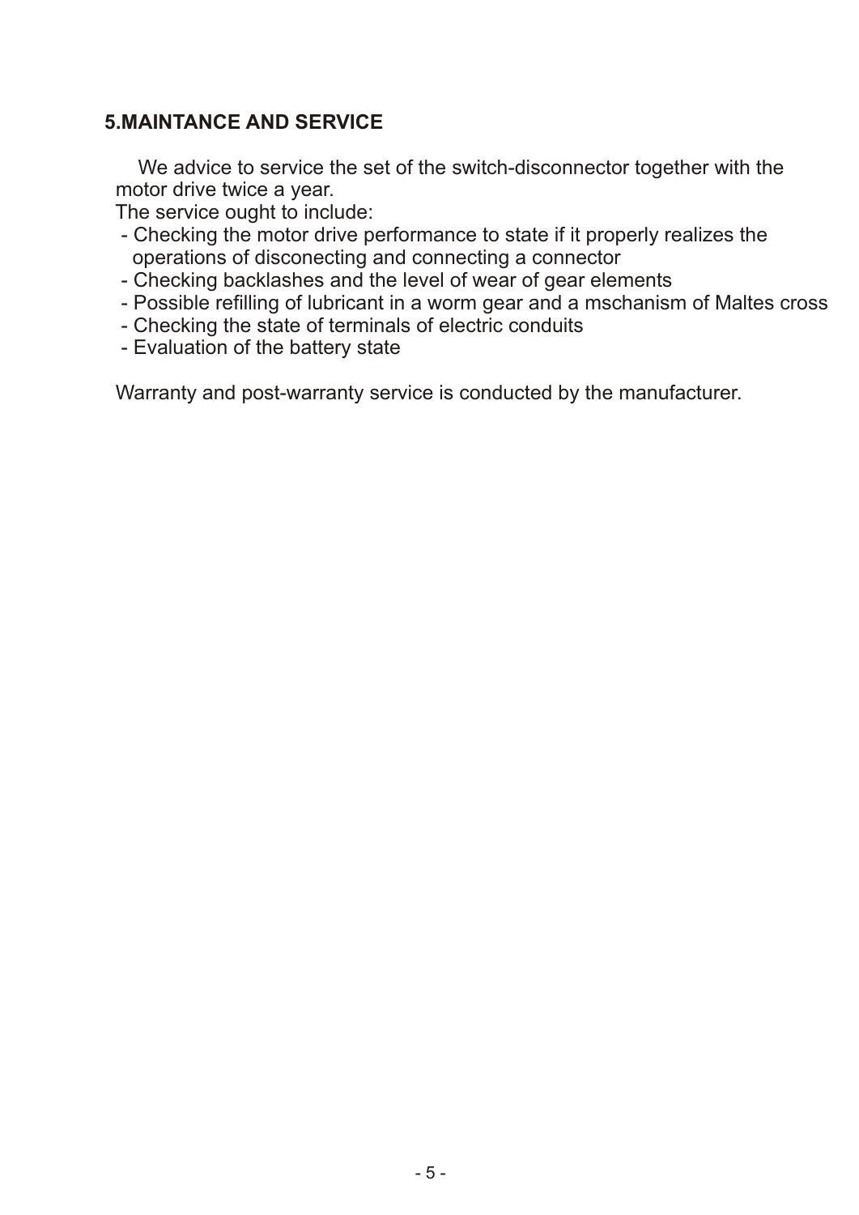## 5.MAINTANCE AND SERVICE

We advice to service the set of the switch-disconnector together with the motor drive twice a year.

The service ought to include:

- Checking the motor drive performance to state if it properly realizes the operations of disconecting and connecting a connector
- Checking backlashes and the level of wear of gear elements
- Possible refilling of lubricant in a worm gear and a mschanism of Maltes cross
- Checking the state of terminals of electric conduits
- Evaluation of the battery state

Warranty and post-warranty service is conducted by the manufacturer.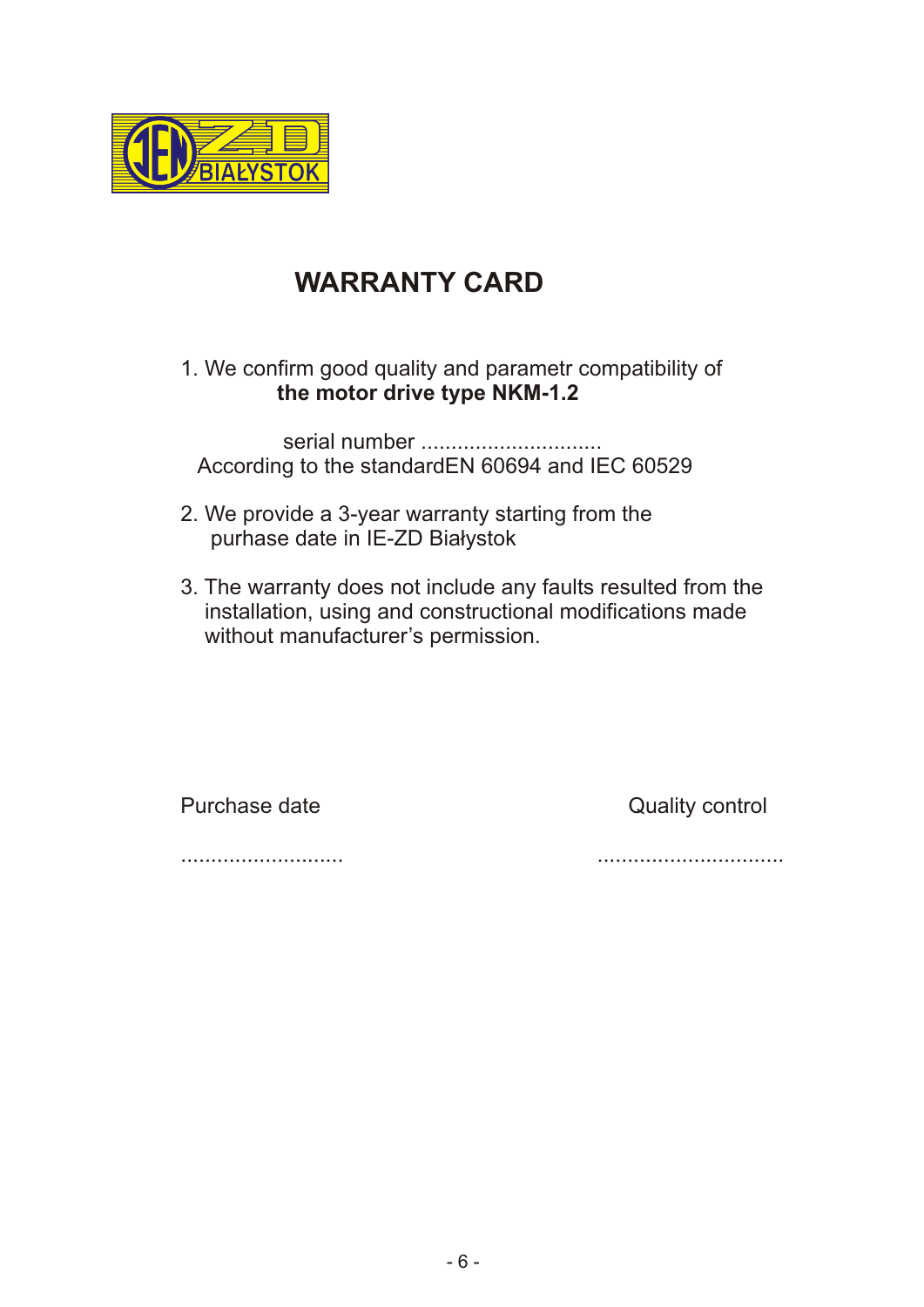# WARRANTY CARD

1. We confirm good quality and parametr compatibility of
   **the motor drive type NKM-1.2**

   serial number ..............................
   According to the standardEN 60694 and IEC 60529

2. We provide a 3-year warranty starting from the
   purhase date in IE-ZD Białystok

3. The warranty does not include any faults resulted from the installation, using and constructional modifications made without manufacturer's permission.

Purchase date ...........................

Quality control ...............................